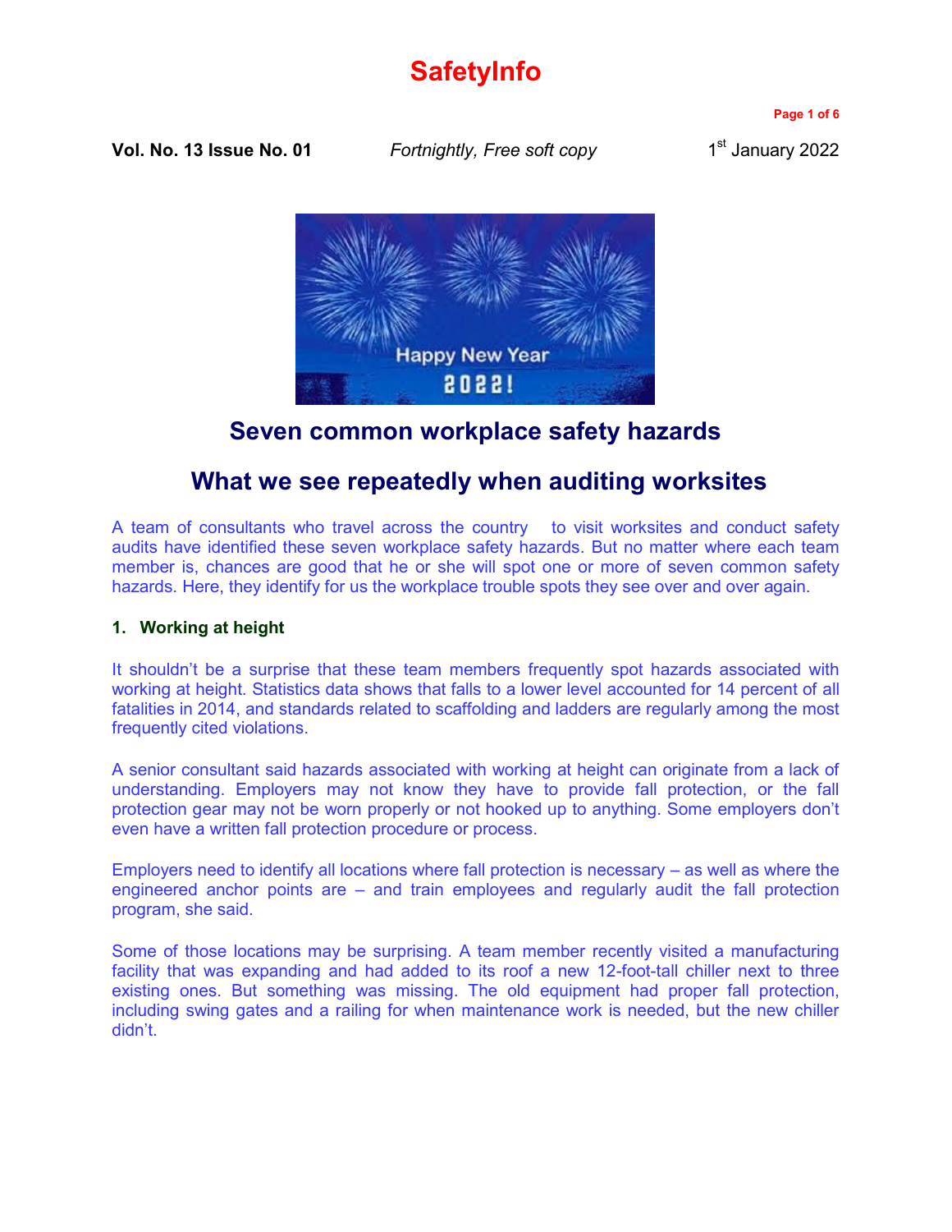# SafetyInfo

**Vol. No. 13 Issue No. 01** *Fortnightly, Free soft copy* 1st January 2022

## Seven common workplace safety hazards

## What we see repeatedly when auditing worksites

A team of consultants who travel across the country to visit worksites and conduct safety audits have identified these seven workplace safety hazards. But no matter where each team member is, chances are good that he or she will spot one or more of seven common safety hazards. Here, they identify for us the workplace trouble spots they see over and over again.

### 1. Working at height

It shouldn't be a surprise that these team members frequently spot hazards associated with working at height. Statistics data shows that falls to a lower level accounted for 14 percent of all fatalities in 2014, and standards related to scaffolding and ladders are regularly among the most frequently cited violations.

A senior consultant said hazards associated with working at height can originate from a lack of understanding. Employers may not know they have to provide fall protection, or the fall protection gear may not be worn properly or not hooked up to anything. Some employers don't even have a written fall protection procedure or process.

Employers need to identify all locations where fall protection is necessary – as well as where the engineered anchor points are – and train employees and regularly audit the fall protection program, she said.

Some of those locations may be surprising. A team member recently visited a manufacturing facility that was expanding and had added to its roof a new 12-foot-tall chiller next to three existing ones. But something was missing. The old equipment had proper fall protection, including swing gates and a railing for when maintenance work is needed, but the new chiller didn't.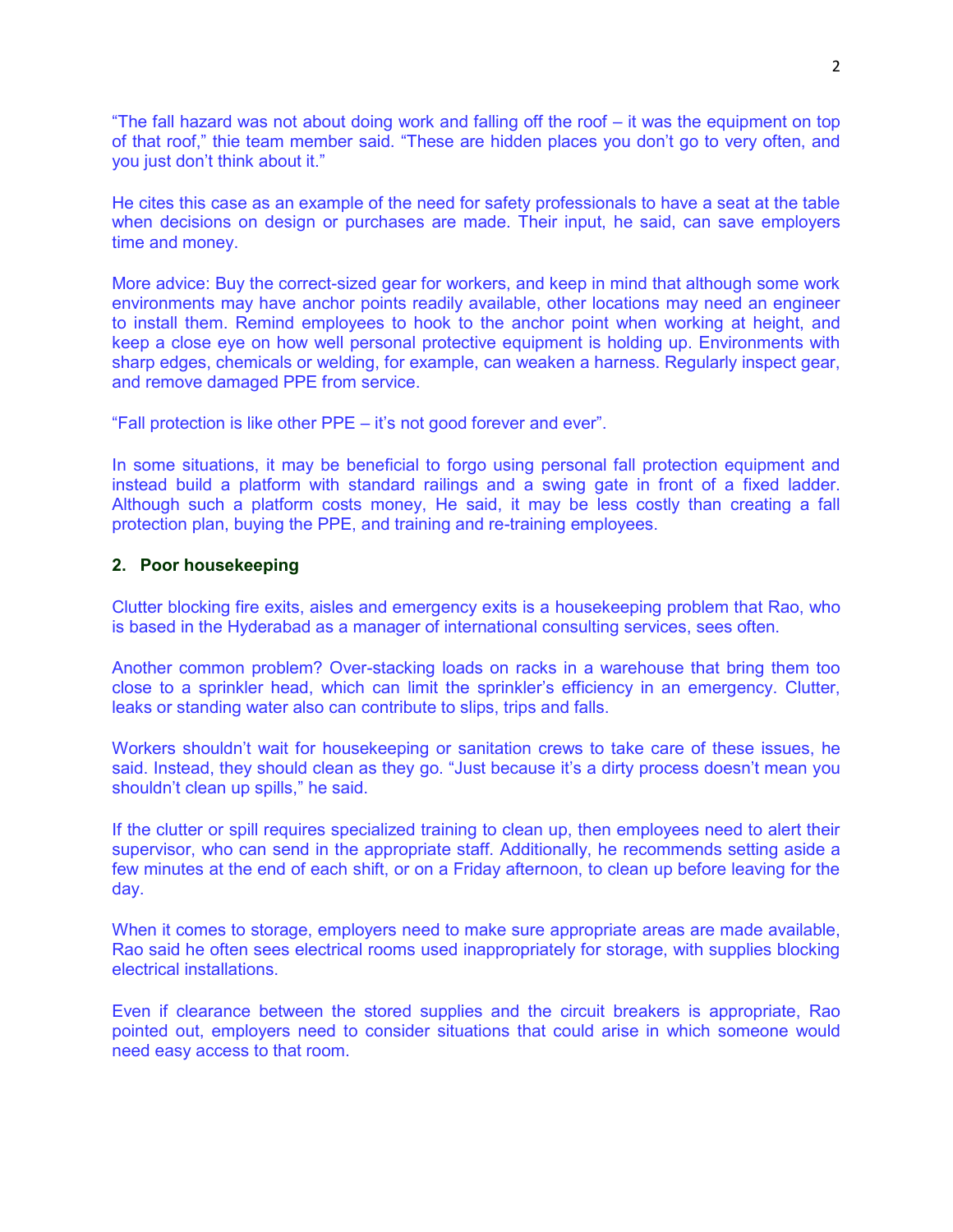"The fall hazard was not about doing work and falling off the roof – it was the equipment on top of that roof," thie team member said. "These are hidden places you don't go to very often, and you just don't think about it."

He cites this case as an example of the need for safety professionals to have a seat at the table when decisions on design or purchases are made. Their input, he said, can save employers time and money.

More advice: Buy the correct-sized gear for workers, and keep in mind that although some work environments may have anchor points readily available, other locations may need an engineer to install them. Remind employees to hook to the anchor point when working at height, and keep a close eye on how well personal protective equipment is holding up. Environments with sharp edges, chemicals or welding, for example, can weaken a harness. Regularly inspect gear, and remove damaged PPE from service.

"Fall protection is like other PPE – it's not good forever and ever".

In some situations, it may be beneficial to forgo using personal fall protection equipment and instead build a platform with standard railings and a swing gate in front of a fixed ladder. Although such a platform costs money, He said, it may be less costly than creating a fall protection plan, buying the PPE, and training and re-training employees.

**2. Poor housekeeping**

Clutter blocking fire exits, aisles and emergency exits is a housekeeping problem that Rao, who is based in the Hyderabad as a manager of international consulting services, sees often.

Another common problem? Over-stacking loads on racks in a warehouse that bring them too close to a sprinkler head, which can limit the sprinkler's efficiency in an emergency. Clutter, leaks or standing water also can contribute to slips, trips and falls.

Workers shouldn't wait for housekeeping or sanitation crews to take care of these issues, he said. Instead, they should clean as they go. "Just because it's a dirty process doesn't mean you shouldn't clean up spills," he said.

If the clutter or spill requires specialized training to clean up, then employees need to alert their supervisor, who can send in the appropriate staff. Additionally, he recommends setting aside a few minutes at the end of each shift, or on a Friday afternoon, to clean up before leaving for the day.

When it comes to storage, employers need to make sure appropriate areas are made available, Rao said he often sees electrical rooms used inappropriately for storage, with supplies blocking electrical installations.

Even if clearance between the stored supplies and the circuit breakers is appropriate, Rao pointed out, employers need to consider situations that could arise in which someone would need easy access to that room.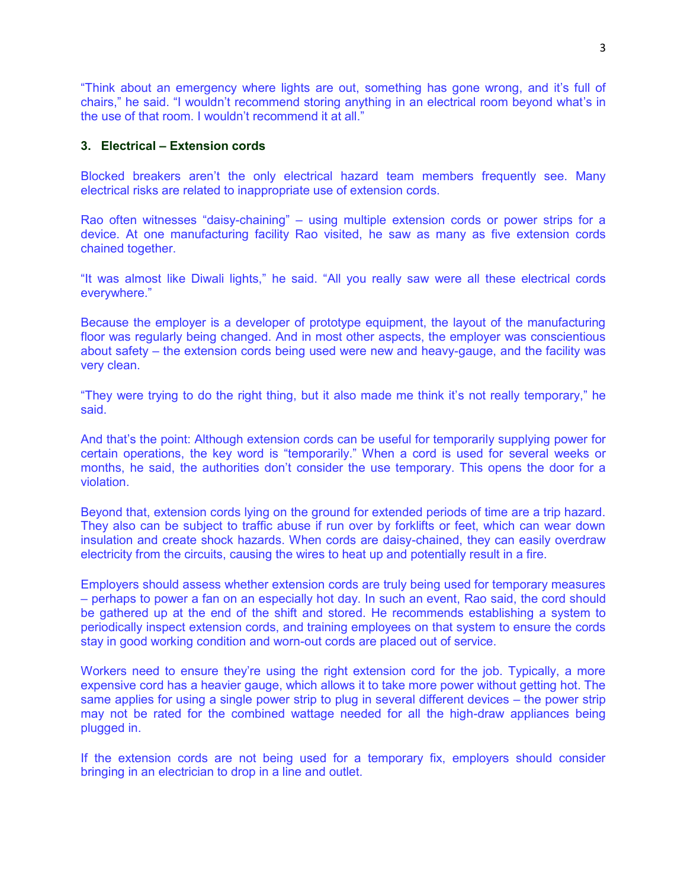"Think about an emergency where lights are out, something has gone wrong, and it's full of chairs," he said. "I wouldn't recommend storing anything in an electrical room beyond what's in the use of that room. I wouldn't recommend it at all."

### 3. Electrical – Extension cords

Blocked breakers aren't the only electrical hazard team members frequently see. Many electrical risks are related to inappropriate use of extension cords.

Rao often witnesses "daisy-chaining" – using multiple extension cords or power strips for a device. At one manufacturing facility Rao visited, he saw as many as five extension cords chained together.

"It was almost like Diwali lights," he said. "All you really saw were all these electrical cords everywhere."

Because the employer is a developer of prototype equipment, the layout of the manufacturing floor was regularly being changed. And in most other aspects, the employer was conscientious about safety – the extension cords being used were new and heavy-gauge, and the facility was very clean.

"They were trying to do the right thing, but it also made me think it's not really temporary," he said.

And that's the point: Although extension cords can be useful for temporarily supplying power for certain operations, the key word is "temporarily." When a cord is used for several weeks or months, he said, the authorities don't consider the use temporary. This opens the door for a violation.

Beyond that, extension cords lying on the ground for extended periods of time are a trip hazard. They also can be subject to traffic abuse if run over by forklifts or feet, which can wear down insulation and create shock hazards. When cords are daisy-chained, they can easily overdraw electricity from the circuits, causing the wires to heat up and potentially result in a fire.

Employers should assess whether extension cords are truly being used for temporary measures – perhaps to power a fan on an especially hot day. In such an event, Rao said, the cord should be gathered up at the end of the shift and stored. He recommends establishing a system to periodically inspect extension cords, and training employees on that system to ensure the cords stay in good working condition and worn-out cords are placed out of service.

Workers need to ensure they're using the right extension cord for the job. Typically, a more expensive cord has a heavier gauge, which allows it to take more power without getting hot. The same applies for using a single power strip to plug in several different devices – the power strip may not be rated for the combined wattage needed for all the high-draw appliances being plugged in.

If the extension cords are not being used for a temporary fix, employers should consider bringing in an electrician to drop in a line and outlet.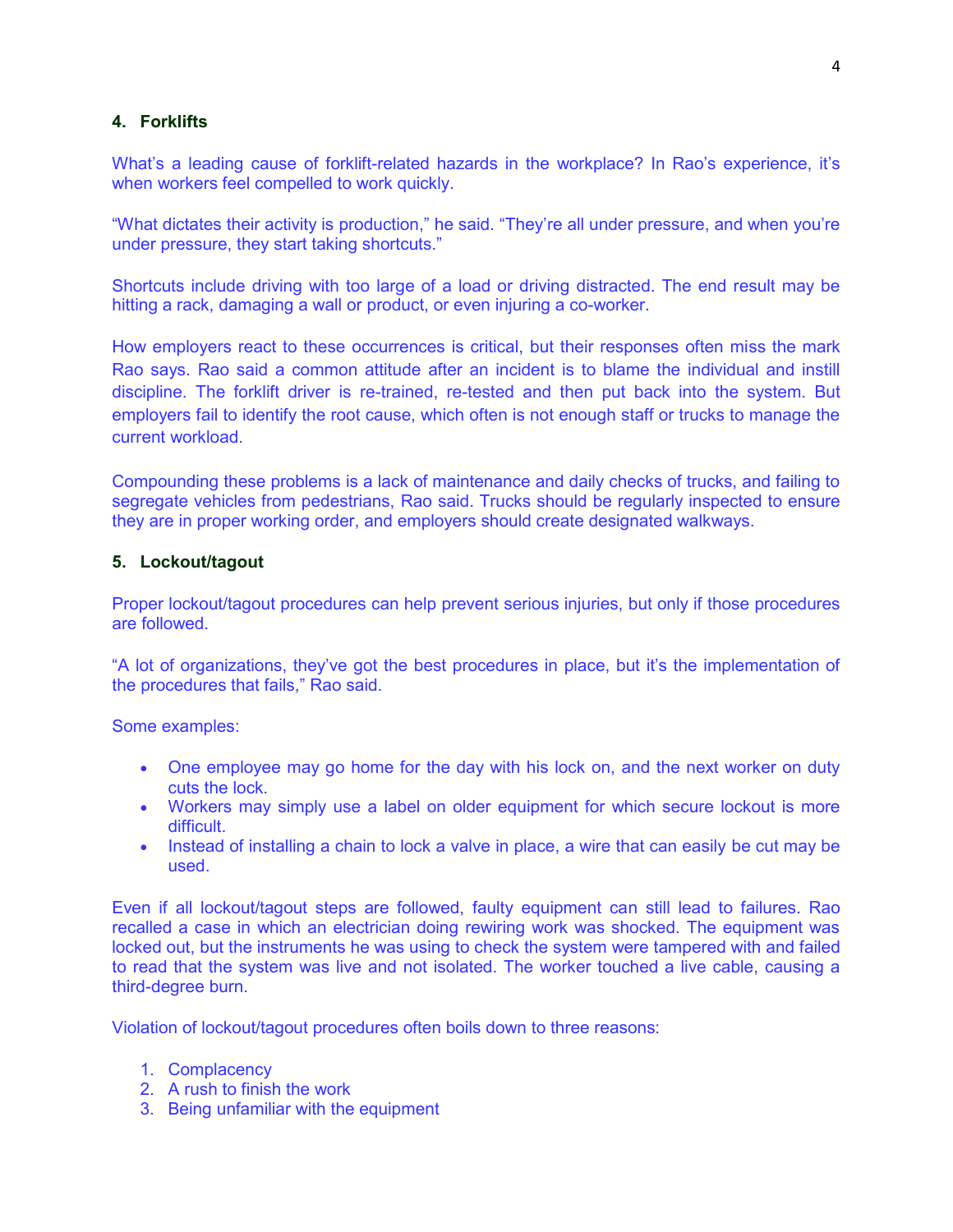### 4. Forklifts

What's a leading cause of forklift-related hazards in the workplace? In Rao's experience, it's when workers feel compelled to work quickly.

"What dictates their activity is production," he said. "They're all under pressure, and when you're under pressure, they start taking shortcuts."

Shortcuts include driving with too large of a load or driving distracted. The end result may be hitting a rack, damaging a wall or product, or even injuring a co-worker.

How employers react to these occurrences is critical, but their responses often miss the mark Rao says. Rao said a common attitude after an incident is to blame the individual and instill discipline. The forklift driver is re-trained, re-tested and then put back into the system. But employers fail to identify the root cause, which often is not enough staff or trucks to manage the current workload.

Compounding these problems is a lack of maintenance and daily checks of trucks, and failing to segregate vehicles from pedestrians, Rao said. Trucks should be regularly inspected to ensure they are in proper working order, and employers should create designated walkways.

### 5. Lockout/tagout

Proper lockout/tagout procedures can help prevent serious injuries, but only if those procedures are followed.

"A lot of organizations, they've got the best procedures in place, but it's the implementation of the procedures that fails," Rao said.

Some examples:

- One employee may go home for the day with his lock on, and the next worker on duty cuts the lock.
- Workers may simply use a label on older equipment for which secure lockout is more difficult.
- Instead of installing a chain to lock a valve in place, a wire that can easily be cut may be used.

Even if all lockout/tagout steps are followed, faulty equipment can still lead to failures. Rao recalled a case in which an electrician doing rewiring work was shocked. The equipment was locked out, but the instruments he was using to check the system were tampered with and failed to read that the system was live and not isolated. The worker touched a live cable, causing a third-degree burn.

Violation of lockout/tagout procedures often boils down to three reasons:

1. Complacency
2. A rush to finish the work
3. Being unfamiliar with the equipment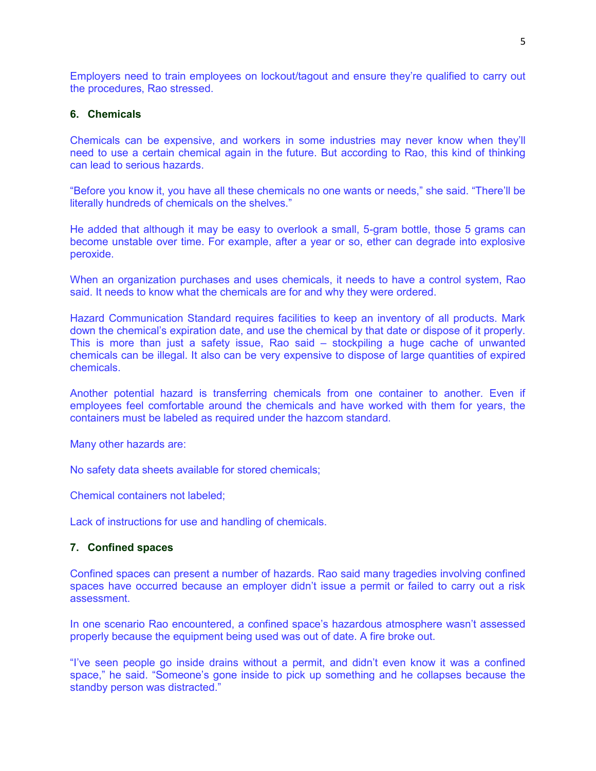Employers need to train employees on lockout/tagout and ensure they're qualified to carry out the procedures, Rao stressed.

### 6. Chemicals

Chemicals can be expensive, and workers in some industries may never know when they'll need to use a certain chemical again in the future. But according to Rao, this kind of thinking can lead to serious hazards.

"Before you know it, you have all these chemicals no one wants or needs," she said. "There'll be literally hundreds of chemicals on the shelves."

He added that although it may be easy to overlook a small, 5-gram bottle, those 5 grams can become unstable over time. For example, after a year or so, ether can degrade into explosive peroxide.

When an organization purchases and uses chemicals, it needs to have a control system, Rao said. It needs to know what the chemicals are for and why they were ordered.

Hazard Communication Standard requires facilities to keep an inventory of all products. Mark down the chemical's expiration date, and use the chemical by that date or dispose of it properly. This is more than just a safety issue, Rao said – stockpiling a huge cache of unwanted chemicals can be illegal. It also can be very expensive to dispose of large quantities of expired chemicals.

Another potential hazard is transferring chemicals from one container to another. Even if employees feel comfortable around the chemicals and have worked with them for years, the containers must be labeled as required under the hazcom standard.

Many other hazards are:

No safety data sheets available for stored chemicals;

Chemical containers not labeled;

Lack of instructions for use and handling of chemicals.

### 7. Confined spaces

Confined spaces can present a number of hazards. Rao said many tragedies involving confined spaces have occurred because an employer didn't issue a permit or failed to carry out a risk assessment.

In one scenario Rao encountered, a confined space's hazardous atmosphere wasn't assessed properly because the equipment being used was out of date. A fire broke out.

"I've seen people go inside drains without a permit, and didn't even know it was a confined space," he said. "Someone's gone inside to pick up something and he collapses because the standby person was distracted."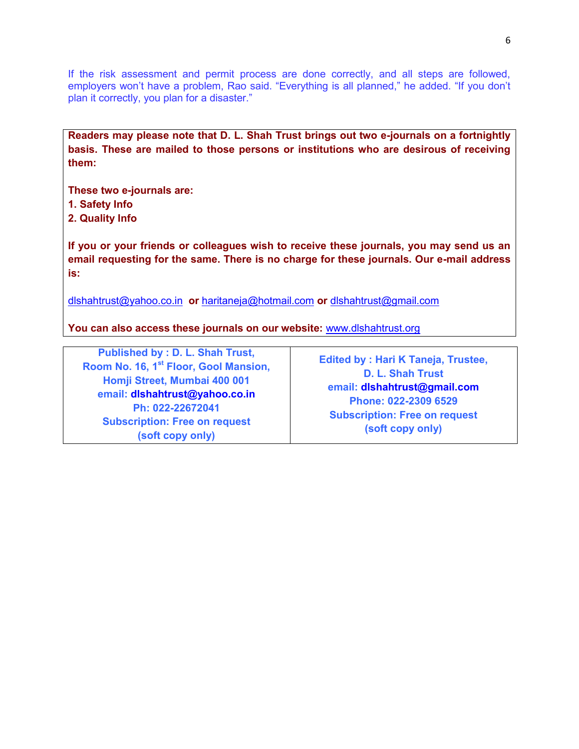If the risk assessment and permit process are done correctly, and all steps are followed, employers won't have a problem, Rao said. "Everything is all planned," he added. "If you don't plan it correctly, you plan for a disaster."

**Readers may please note that D. L. Shah Trust brings out two e-journals on a fortnightly basis. These are mailed to those persons or institutions who are desirous of receiving them:**

**These two e-journals are:**

**1. Safety Info**

**2. Quality Info**

**If you or your friends or colleagues wish to receive these journals, you may send us an email requesting for the same. There is no charge for these journals. Our e-mail address is:**

dlshahtrust@yahoo.co.in **or** haritaneja@hotmail.com **or** dlshahtrust@gmail.com

**You can also access these journals on our website:** www.dlshahtrust.org

| | |
|---|---|
| **Published by : D. L. Shah Trust, Room No. 16, 1st Floor, Gool Mansion, Homji Street, Mumbai 400 001**<br>**email: dlshahtrust@yahoo.co.in**<br>**Ph: 022-22672041**<br>**Subscription: Free on request (soft copy only)** | **Edited by : Hari K Taneja, Trustee, D. L. Shah Trust**<br>**email: dlshahtrust@gmail.com**<br>**Phone: 022-2309 6529**<br>**Subscription: Free on request (soft copy only)** |